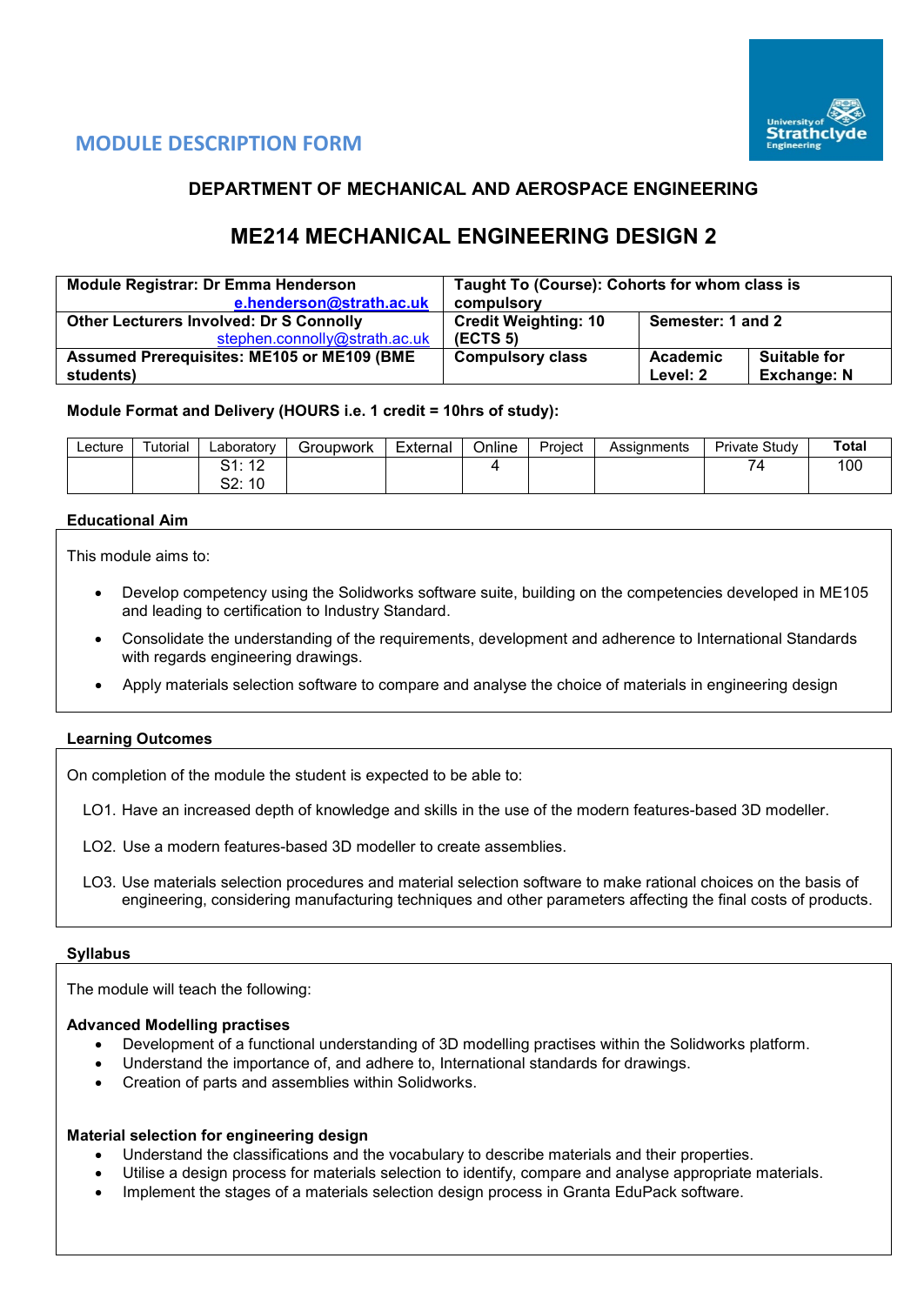## MODULE DESCRIPTION FORM

### DEPARTMENT OF MECHANICAL AND AEROSPACE ENGINEERING

# ME214 MECHANICAL ENGINEERING DESIGN 2

| Module Registrar: Dr Emma Henderson e.henderson@strath.ac.uk | Taught To (Course): Cohorts for whom class is compulsory | | |
|---|---|---|---|
| Other Lecturers Involved: Dr S Connolly stephen.connolly@strath.ac.uk | Credit Weighting: 10 (ECTS 5) | Semester: 1 and 2 | |
| Assumed Prerequisites: ME105 or ME109 (BME students) | Compulsory class | Academic Level: 2 | Suitable for Exchange: N |

**Module Format and Delivery (HOURS i.e. 1 credit = 10hrs of study):**

| Lecture | Tutorial | Laboratory | Groupwork | External | Online | Project | Assignments | Private Study | **Total** |
|---|---|---|---|---|---|---|---|---|---|
| | | S1: 12<br>S2: 10 | | | 4 | | | 74 | 100 |

**Educational Aim**

This module aims to:

- Develop competency using the Solidworks software suite, building on the competencies developed in ME105 and leading to certification to Industry Standard.
- Consolidate the understanding of the requirements, development and adherence to International Standards with regards engineering drawings.
- Apply materials selection software to compare and analyse the choice of materials in engineering design

**Learning Outcomes**

On completion of the module the student is expected to be able to:

LO1. Have an increased depth of knowledge and skills in the use of the modern features-based 3D modeller.

LO2. Use a modern features-based 3D modeller to create assemblies.

LO3. Use materials selection procedures and material selection software to make rational choices on the basis of engineering, considering manufacturing techniques and other parameters affecting the final costs of products.

**Syllabus**

The module will teach the following:

**Advanced Modelling practises**

- Development of a functional understanding of 3D modelling practises within the Solidworks platform.
- Understand the importance of, and adhere to, International standards for drawings.
- Creation of parts and assemblies within Solidworks.

**Material selection for engineering design**

- Understand the classifications and the vocabulary to describe materials and their properties.
- Utilise a design process for materials selection to identify, compare and analyse appropriate materials.
- Implement the stages of a materials selection design process in Granta EduPack software.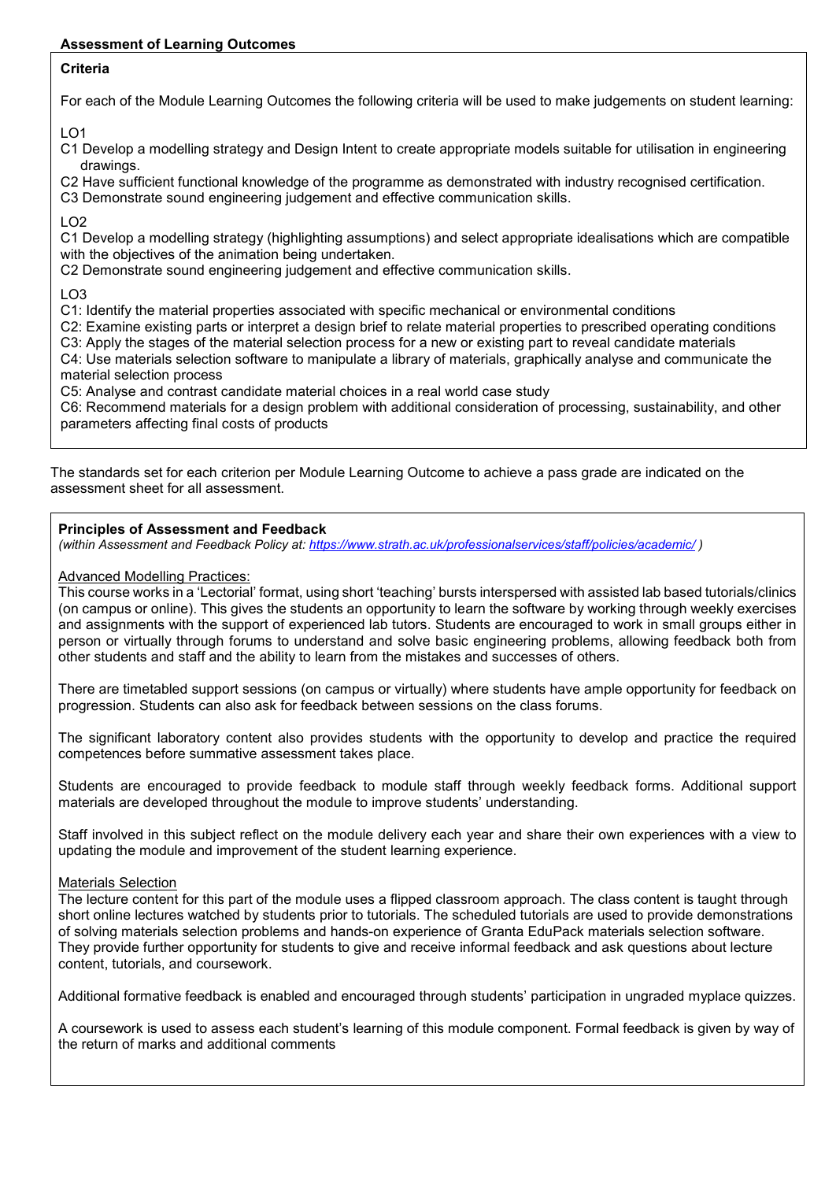**Assessment of Learning Outcomes**

**Criteria**

For each of the Module Learning Outcomes the following criteria will be used to make judgements on student learning:

LO1

C1 Develop a modelling strategy and Design Intent to create appropriate models suitable for utilisation in engineering drawings.

C2 Have sufficient functional knowledge of the programme as demonstrated with industry recognised certification.

C3 Demonstrate sound engineering judgement and effective communication skills.

LO2

C1 Develop a modelling strategy (highlighting assumptions) and select appropriate idealisations which are compatible with the objectives of the animation being undertaken.

C2 Demonstrate sound engineering judgement and effective communication skills.

LO3

C1: Identify the material properties associated with specific mechanical or environmental conditions

C2: Examine existing parts or interpret a design brief to relate material properties to prescribed operating conditions

C3: Apply the stages of the material selection process for a new or existing part to reveal candidate materials

C4: Use materials selection software to manipulate a library of materials, graphically analyse and communicate the material selection process

C5: Analyse and contrast candidate material choices in a real world case study

C6: Recommend materials for a design problem with additional consideration of processing, sustainability, and other parameters affecting final costs of products

The standards set for each criterion per Module Learning Outcome to achieve a pass grade are indicated on the assessment sheet for all assessment.

**Principles of Assessment and Feedback**

*(within Assessment and Feedback Policy at: https://www.strath.ac.uk/professionalservices/staff/policies/academic/ )*

Advanced Modelling Practices:

This course works in a 'Lectorial' format, using short 'teaching' bursts interspersed with assisted lab based tutorials/clinics (on campus or online). This gives the students an opportunity to learn the software by working through weekly exercises and assignments with the support of experienced lab tutors. Students are encouraged to work in small groups either in person or virtually through forums to understand and solve basic engineering problems, allowing feedback both from other students and staff and the ability to learn from the mistakes and successes of others.

There are timetabled support sessions (on campus or virtually) where students have ample opportunity for feedback on progression. Students can also ask for feedback between sessions on the class forums.

The significant laboratory content also provides students with the opportunity to develop and practice the required competences before summative assessment takes place.

Students are encouraged to provide feedback to module staff through weekly feedback forms. Additional support materials are developed throughout the module to improve students' understanding.

Staff involved in this subject reflect on the module delivery each year and share their own experiences with a view to updating the module and improvement of the student learning experience.

Materials Selection

The lecture content for this part of the module uses a flipped classroom approach. The class content is taught through short online lectures watched by students prior to tutorials. The scheduled tutorials are used to provide demonstrations of solving materials selection problems and hands-on experience of Granta EduPack materials selection software. They provide further opportunity for students to give and receive informal feedback and ask questions about lecture content, tutorials, and coursework.

Additional formative feedback is enabled and encouraged through students' participation in ungraded myplace quizzes.

A coursework is used to assess each student's learning of this module component. Formal feedback is given by way of the return of marks and additional comments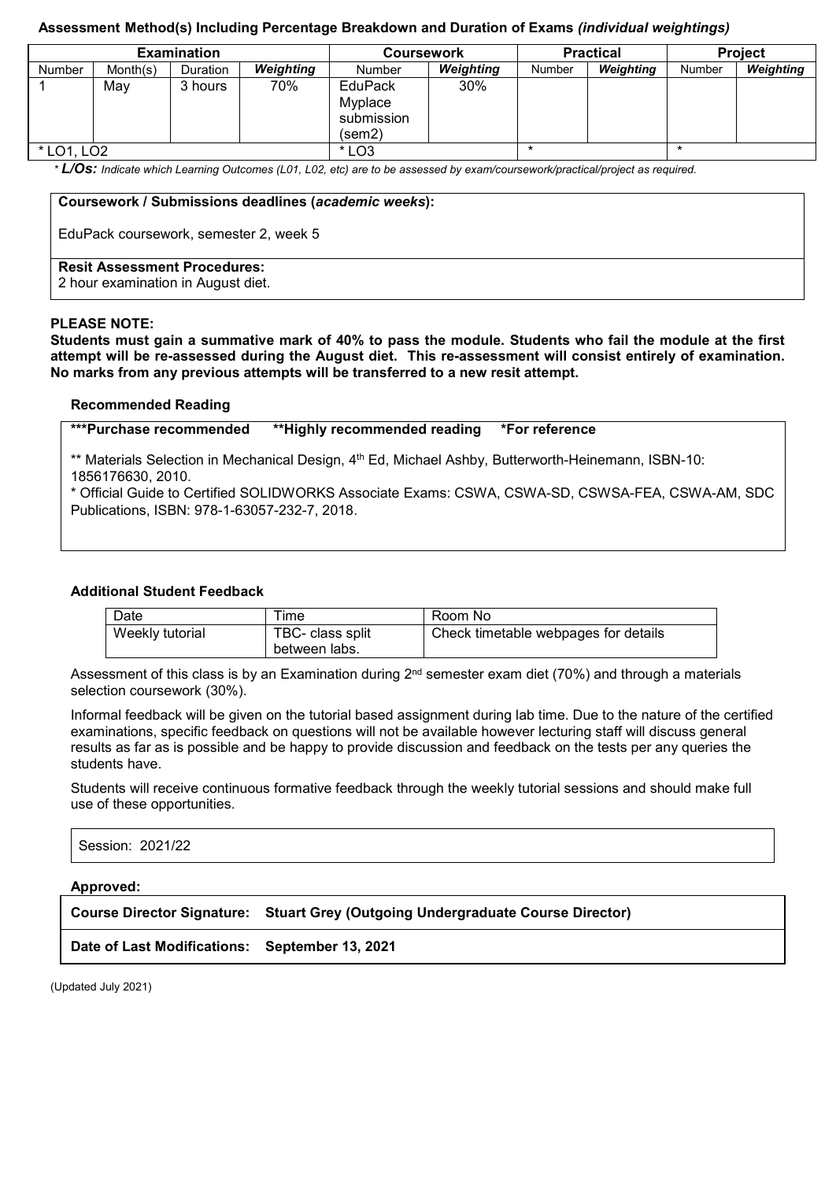**Assessment Method(s) Including Percentage Breakdown and Duration of Exams** ***(individual weightings)***

| Examination | | | | Coursework | | Practical | | Project | |
|---|---|---|---|---|---|---|---|---|---|
| Number | Month(s) | Duration | *Weighting* | Number | *Weighting* | Number | *Weighting* | Number | *Weighting* |
| 1 | May | 3 hours | 70% | EduPack Myplace submission (sem2) | 30% | | | | |
| * LO1, LO2 | | | | * LO3 | | * | | * | |

* ***L/Os:*** *Indicate which Learning Outcomes (L01, L02, etc) are to be assessed by exam/coursework/practical/project as required.*

**Coursework / Submissions deadlines (*academic weeks*):**

EduPack coursework, semester 2, week 5

**Resit Assessment Procedures:**
2 hour examination in August diet.

**PLEASE NOTE:**
**Students must gain a summative mark of 40% to pass the module. Students who fail the module at the first attempt will be re-assessed during the August diet. This re-assessment will consist entirely of examination. No marks from any previous attempts will be transferred to a new resit attempt.**

**Recommended Reading**

**\*\*\*Purchase recommended   \*\*Highly recommended reading   \*For reference**

** Materials Selection in Mechanical Design, 4th Ed, Michael Ashby, Butterworth-Heinemann, ISBN-10: 1856176630, 2010.
* Official Guide to Certified SOLIDWORKS Associate Exams: CSWA, CSWA-SD, CSWSA-FEA, CSWA-AM, SDC Publications, ISBN: 978-1-63057-232-7, 2018.

**Additional Student Feedback**

| Date | Time | Room No |
|---|---|---|
| Weekly tutorial | TBC- class split between labs. | Check timetable webpages for details |

Assessment of this class is by an Examination during 2nd semester exam diet (70%) and through a materials selection coursework (30%).

Informal feedback will be given on the tutorial based assignment during lab time. Due to the nature of the certified examinations, specific feedback on questions will not be available however lecturing staff will discuss general results as far as is possible and be happy to provide discussion and feedback on the tests per any queries the students have.

Students will receive continuous formative feedback through the weekly tutorial sessions and should make full use of these opportunities.

Session: 2021/22

**Approved:**

**Course Director Signature: Stuart Grey (Outgoing Undergraduate Course Director)**

**Date of Last Modifications: September 13, 2021**

(Updated July 2021)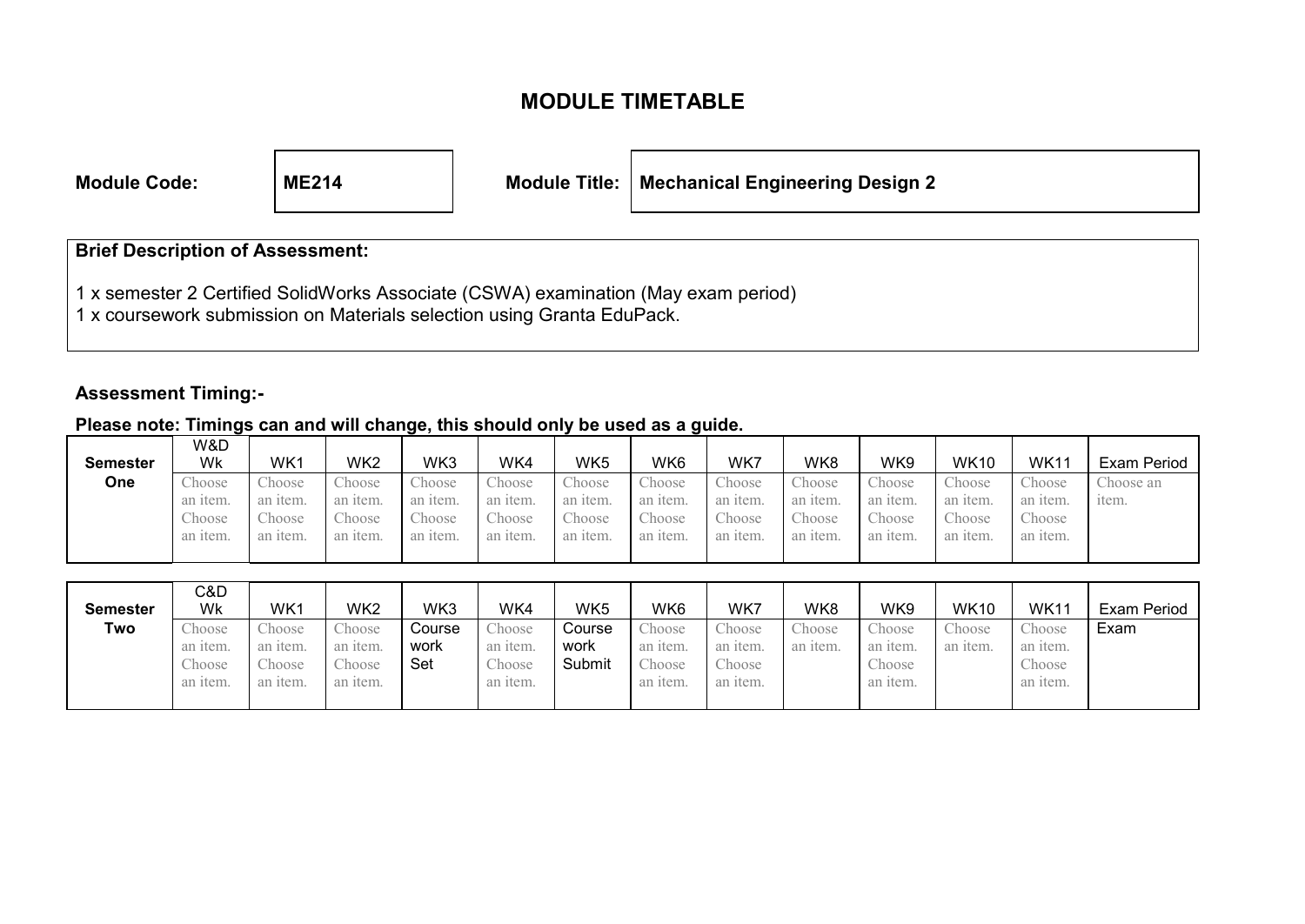# MODULE TIMETABLE

**Module Code:** **ME214**

**Module Title:** **Mechanical Engineering Design 2**

**Brief Description of Assessment:**

1 x semester 2 Certified SolidWorks Associate (CSWA) examination (May exam period)
1 x coursework submission on Materials selection using Granta EduPack.

**Assessment Timing:-**

**Please note: Timings can and will change, this should only be used as a guide.**

| Semester One | W&D Wk | WK1 | WK2 | WK3 | WK4 | WK5 | WK6 | WK7 | WK8 | WK9 | WK10 | WK11 | Exam Period |
|---|---|---|---|---|---|---|---|---|---|---|---|---|---|
| | Choose an item. Choose an item. | Choose an item. Choose an item. | Choose an item. Choose an item. | Choose an item. Choose an item. | Choose an item. Choose an item. | Choose an item. Choose an item. | Choose an item. Choose an item. | Choose an item. Choose an item. | Choose an item. Choose an item. | Choose an item. Choose an item. | Choose an item. Choose an item. | Choose an item. Choose an item. | Choose an item. |

| Semester Two | C&D Wk | WK1 | WK2 | WK3 | WK4 | WK5 | WK6 | WK7 | WK8 | WK9 | WK10 | WK11 | Exam Period |
|---|---|---|---|---|---|---|---|---|---|---|---|---|---|
| | Choose an item. Choose an item. | Choose an item. Choose an item. | Choose an item. Choose an item. | Course work Set | Choose an item. Choose an item. | Course work Submit | Choose an item. Choose an item. | Choose an item. Choose an item. | Choose an item. | Choose an item. Choose an item. | Choose an item. | Choose an item. Choose an item. | Exam |